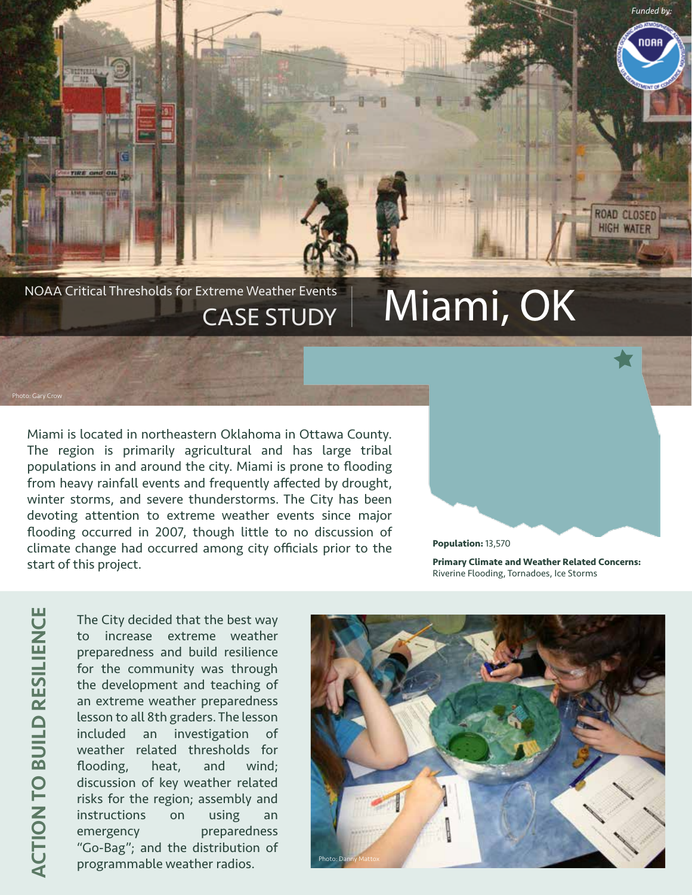*Funded by:*

NOAA Critical Thresholds for Extreme Weather Events

CASE STUDY

# Miami, OK

Photo: Gary Crow

Miami is located in northeastern Oklahoma in Ottawa County. The region is primarily agricultural and has large tribal populations in and around the city. Miami is prone to flooding from heavy rainfall events and frequently affected by drought, winter storms, and severe thunderstorms. The City has been devoting attention to extreme weather events since major flooding occurred in 2007, though little to no discussion of climate change had occurred among city officials prior to the start of this project.

**Population:** 13,570

**Primary Climate and Weather Related Concerns:** Riverine Flooding, Tornadoes, Ice Storms

## ACTION TO BUILD RESILIENCE

The City decided that the best way to increase extreme weather preparedness and build resilience for the community was through the development and teaching of an extreme weather preparedness lesson to all 8th graders. The lesson included an investigation of weather related thresholds for flooding, heat, and wind; discussion of key weather related risks for the region; assembly and instructions on using an emergency preparedness "Go-Bag"; and the distribution of programmable weather radios.

Photo: Danny Mattox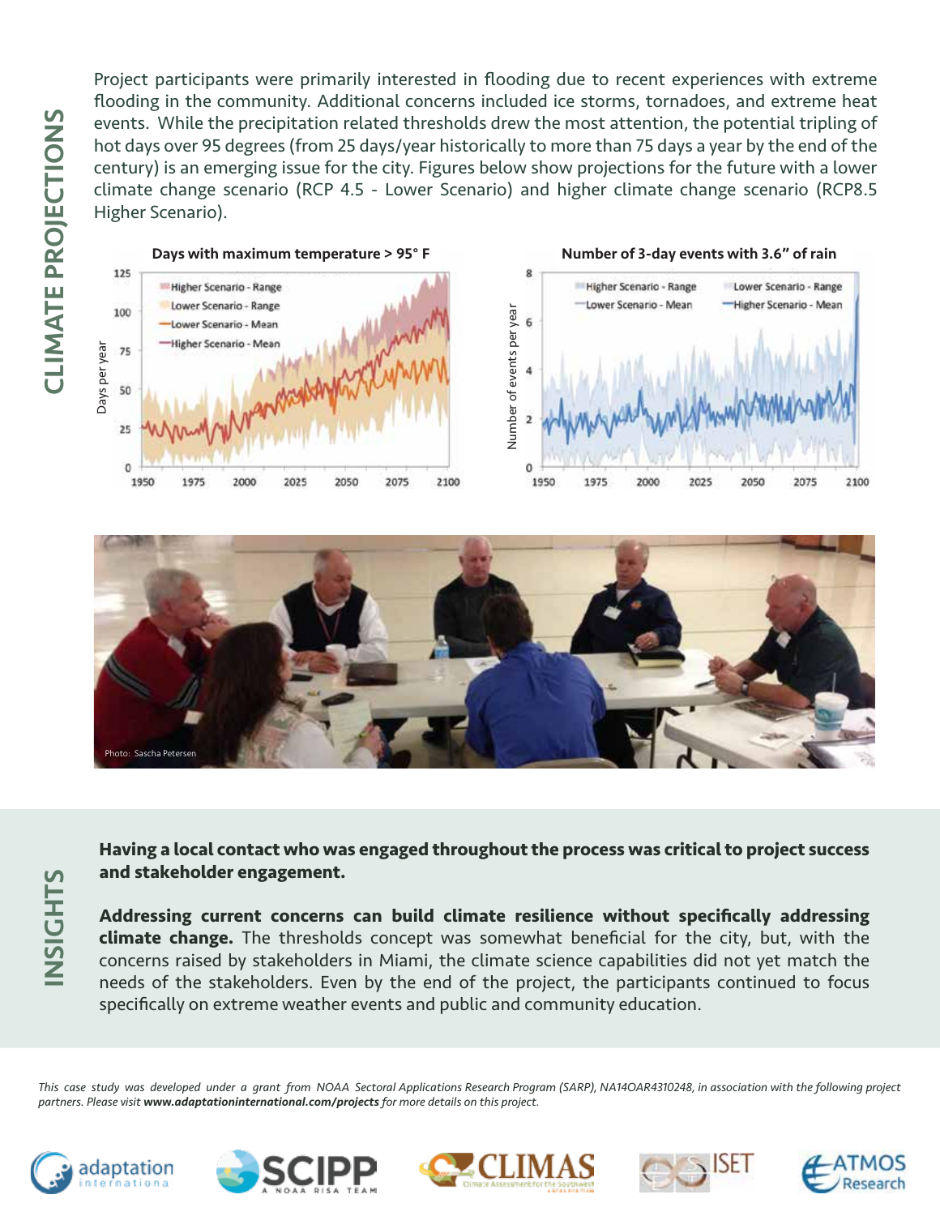## CLIMATE PROJECTIONS

Project participants were primarily interested in flooding due to recent experiences with extreme flooding in the community. Additional concerns included ice storms, tornadoes, and extreme heat events. While the precipitation related thresholds drew the most attention, the potential tripling of hot days over 95 degrees (from 25 days/year historically to more than 75 days a year by the end of the century) is an emerging issue for the city. Figures below show projections for the future with a lower climate change scenario (RCP 4.5 - Lower Scenario) and higher climate change scenario (RCP8.5 Higher Scenario).

**Days with maximum temperature > 95° F**

Higher Scenario - Range
Lower Scenario - Range
Lower Scenario - Mean
Higher Scenario - Mean

Days per year

125
100
75
50
25
0

1950 1975 2000 2025 2050 2075 2100

**Number of 3-day events with 3.6" of rain**

Higher Scenario - Range
Lower Scenario - Range
Lower Scenario - Mean
Higher Scenario - Mean

Number of events per year

8
6
4
2
0

1950 1975 2000 2025 2050 2075 2100

Photo: Sascha Petersen

## INSIGHTS

**Having a local contact who was engaged throughout the process was critical to project success and stakeholder engagement.**

**Addressing current concerns can build climate resilience without specifically addressing climate change.** The thresholds concept was somewhat beneficial for the city, but, with the concerns raised by stakeholders in Miami, the climate science capabilities did not yet match the needs of the stakeholders. Even by the end of the project, the participants continued to focus specifically on extreme weather events and public and community education.

*This case study was developed under a grant from NOAA Sectoral Applications Research Program (SARP), NA14OAR4310248, in association with the following project partners. Please visit* ***www.adaptationinternational.com/projects*** *for more details on this project.*

adaptation international — SCIPP A NOAA RISA TEAM — CLIMAS Climate Assessment for the Southwest — ISET — ATMOS Research